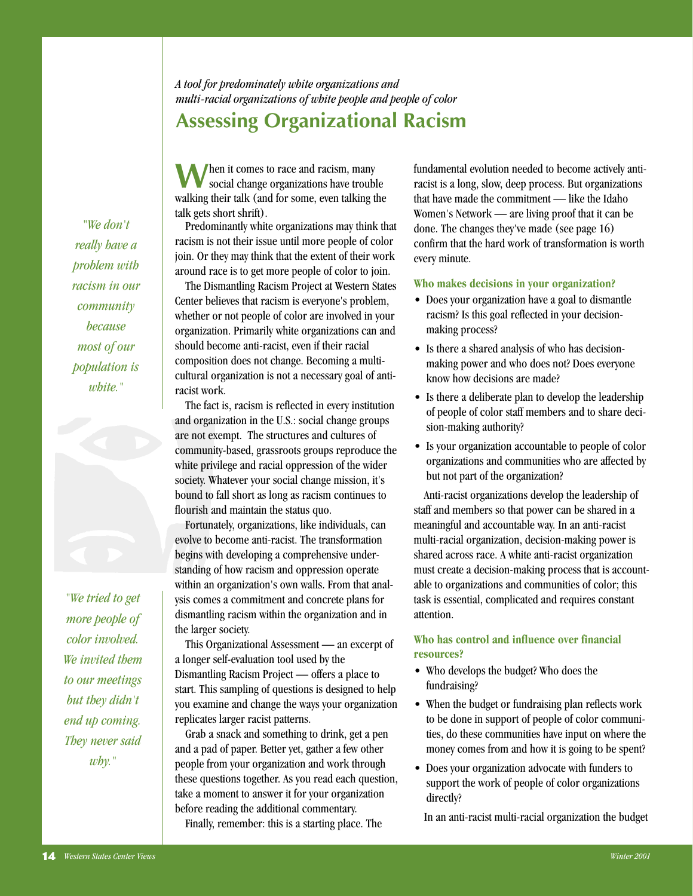*A tool for predominately white organizations and multi-racial organizations of white people and people of color*

# Assessing Organizational Racism

*"We don't really have a problem with racism in our community because most of our population is white."*

*"We tried to get more people of color involved. We invited them to our meetings but they didn't end up coming. They never said why."*

When it comes to race and racism, many social change organizations have trouble walking their talk (and for some, even talking the talk gets short shrift).

Predominantly white organizations may think that racism is not their issue until more people of color join. Or they may think that the extent of their work around race is to get more people of color to join.

The Dismantling Racism Project at Western States Center believes that racism is everyone's problem, whether or not people of color are involved in your organization. Primarily white organizations can and should become anti-racist, even if their racial composition does not change. Becoming a multicultural organization is not a necessary goal of anti-racist work.

The fact is, racism is reflected in every institution and organization in the U.S.: social change groups are not exempt. The structures and cultures of community-based, grassroots groups reproduce the white privilege and racial oppression of the wider society. Whatever your social change mission, it's bound to fall short as long as racism continues to flourish and maintain the status quo.

Fortunately, organizations, like individuals, can evolve to become anti-racist. The transformation begins with developing a comprehensive understanding of how racism and oppression operate within an organization's own walls. From that analysis comes a commitment and concrete plans for dismantling racism within the organization and in the larger society.

This Organizational Assessment — an excerpt of a longer self-evaluation tool used by the Dismantling Racism Project — offers a place to start. This sampling of questions is designed to help you examine and change the ways your organization replicates larger racist patterns.

Grab a snack and something to drink, get a pen and a pad of paper. Better yet, gather a few other people from your organization and work through these questions together. As you read each question, take a moment to answer it for your organization before reading the additional commentary.

Finally, remember: this is a starting place. The fundamental evolution needed to become actively anti-racist is a long, slow, deep process. But organizations that have made the commitment — like the Idaho Women's Network — are living proof that it can be done. The changes they've made (see page 16) confirm that the hard work of transformation is worth every minute.

### Who makes decisions in your organization?

- Does your organization have a goal to dismantle racism? Is this goal reflected in your decision-making process?
- Is there a shared analysis of who has decision-making power and who does not? Does everyone know how decisions are made?
- Is there a deliberate plan to develop the leadership of people of color staff members and to share decision-making authority?
- Is your organization accountable to people of color organizations and communities who are affected by but not part of the organization?

Anti-racist organizations develop the leadership of staff and members so that power can be shared in a meaningful and accountable way. In an anti-racist multi-racial organization, decision-making power is shared across race. A white anti-racist organization must create a decision-making process that is accountable to organizations and communities of color; this task is essential, complicated and requires constant attention.

### Who has control and influence over financial resources?

- Who develops the budget? Who does the fundraising?
- When the budget or fundraising plan reflects work to be done in support of people of color communities, do these communities have input on where the money comes from and how it is going to be spent?
- Does your organization advocate with funders to support the work of people of color organizations directly?

In an anti-racist multi-racial organization the budget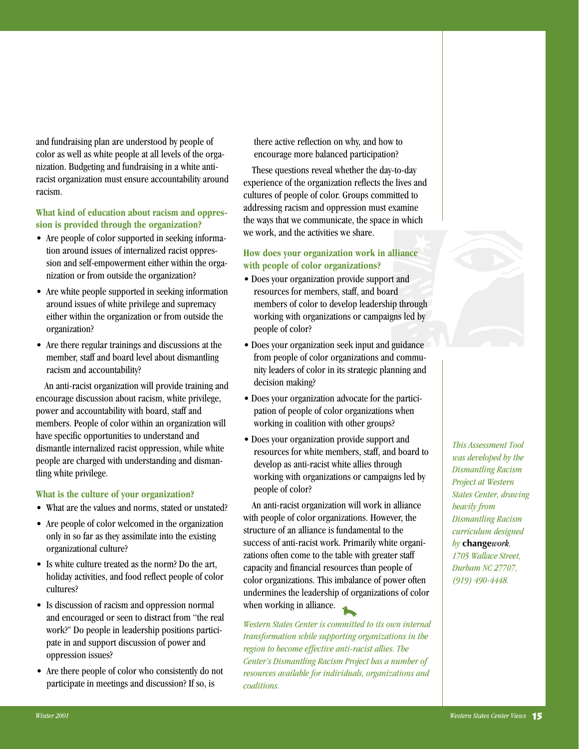and fundraising plan are understood by people of color as well as white people at all levels of the organization. Budgeting and fundraising in a white anti-racist organization must ensure accountability around racism.

### What kind of education about racism and oppression is provided through the organization?

- Are people of color supported in seeking information around issues of internalized racist oppression and self-empowerment either within the organization or from outside the organization?
- Are white people supported in seeking information around issues of white privilege and supremacy either within the organization or from outside the organization?
- Are there regular trainings and discussions at the member, staff and board level about dismantling racism and accountability?

An anti-racist organization will provide training and encourage discussion about racism, white privilege, power and accountability with board, staff and members. People of color within an organization will have specific opportunities to understand and dismantle internalized racist oppression, while white people are charged with understanding and dismantling white privilege.

### What is the culture of your organization?

- What are the values and norms, stated or unstated?
- Are people of color welcomed in the organization only in so far as they assimilate into the existing organizational culture?
- Is white culture treated as the norm? Do the art, holiday activities, and food reflect people of color cultures?
- Is discussion of racism and oppression normal and encouraged or seen to distract from "the real work?" Do people in leadership positions participate in and support discussion of power and oppression issues?
- Are there people of color who consistently do not participate in meetings and discussion? If so, is there active reflection on why, and how to encourage more balanced participation?

These questions reveal whether the day-to-day experience of the organization reflects the lives and cultures of people of color. Groups committed to addressing racism and oppression must examine the ways that we communicate, the space in which we work, and the activities we share.

### How does your organization work in alliance with people of color organizations?

- Does your organization provide support and resources for members, staff, and board members of color to develop leadership through working with organizations or campaigns led by people of color?
- Does your organization seek input and guidance from people of color organizations and community leaders of color in its strategic planning and decision making?
- Does your organization advocate for the participation of people of color organizations when working in coalition with other groups?
- Does your organization provide support and resources for white members, staff, and board to develop as anti-racist white allies through working with organizations or campaigns led by people of color?

An anti-racist organization will work in alliance with people of color organizations. However, the structure of an alliance is fundamental to the success of anti-racist work. Primarily white organizations often come to the table with greater staff capacity and financial resources than people of color organizations. This imbalance of power often undermines the leadership of organizations of color when working in alliance.

*Western States Center is committed to its own internal transformation while supporting organizations in the region to become effective anti-racist allies. The Center's Dismantling Racism Project has a number of resources available for individuals, organizations and coalitions.*

*This Assessment Tool was developed by the Dismantling Racism Project at Western States Center, drawing heavily from Dismantling Racism curriculum designed by* **change***work***,** *1705 Wallace Street, Durham NC 27707, (919) 490-4448.*